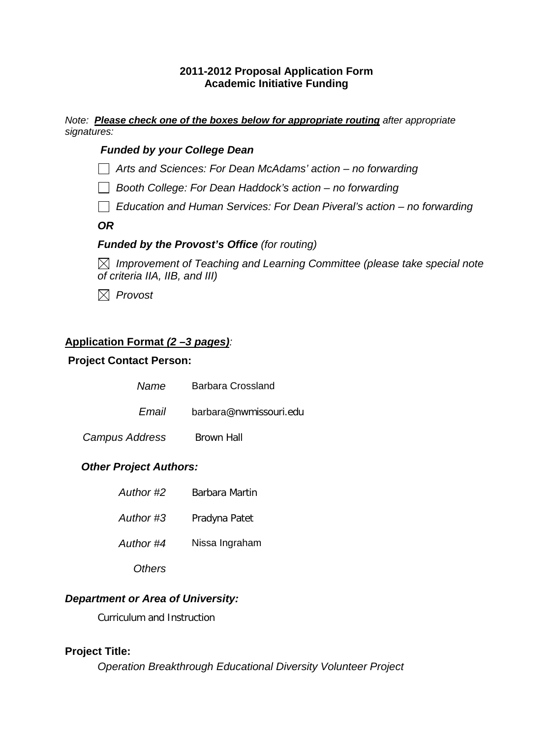**2011-2012 Proposal Application Form**
**Academic Initiative Funding**

*Note: **Please check one of the boxes below for appropriate routing** after appropriate signatures:*

***Funded by your College Dean***

- ☐ *Arts and Sciences: For Dean McAdams' action – no forwarding*
- ☐ *Booth College: For Dean Haddock's action – no forwarding*
- ☐ *Education and Human Services: For Dean Piveral's action – no forwarding*

***OR***

***Funded by the Provost's Office** (for routing)*

- ☒ *Improvement of Teaching and Learning Committee (please take special note of criteria IIA, IIB, and III)*
- ☒ *Provost*

**Application Format *(2 –3 pages)*:**

**Project Contact Person:**

*Name* Barbara Crossland

*Email* barbara@nwmissouri.edu

*Campus Address* Brown Hall

***Other Project Authors:***

*Author #2* Barbara Martin

*Author #3* Pradyna Patet

*Author #4* Nissa Ingraham

*Others*

***Department or Area of University:***

Curriculum and Instruction

**Project Title:**

*Operation Breakthrough Educational Diversity Volunteer Project*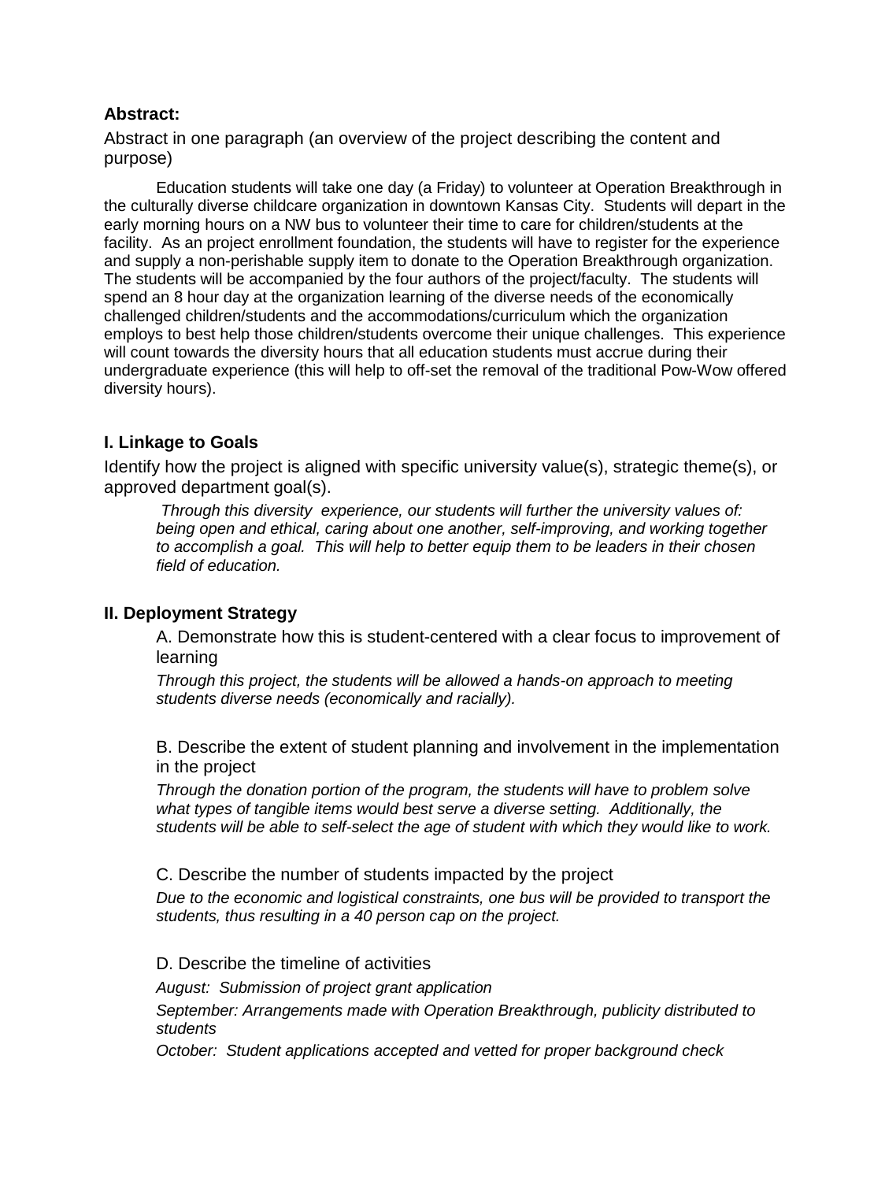**Abstract:**

Abstract in one paragraph (an overview of the project describing the content and purpose)

Education students will take one day (a Friday) to volunteer at Operation Breakthrough in the culturally diverse childcare organization in downtown Kansas City. Students will depart in the early morning hours on a NW bus to volunteer their time to care for children/students at the facility. As an project enrollment foundation, the students will have to register for the experience and supply a non-perishable supply item to donate to the Operation Breakthrough organization. The students will be accompanied by the four authors of the project/faculty. The students will spend an 8 hour day at the organization learning of the diverse needs of the economically challenged children/students and the accommodations/curriculum which the organization employs to best help those children/students overcome their unique challenges. This experience will count towards the diversity hours that all education students must accrue during their undergraduate experience (this will help to off-set the removal of the traditional Pow-Wow offered diversity hours).

**I. Linkage to Goals**

Identify how the project is aligned with specific university value(s), strategic theme(s), or approved department goal(s).

*Through this diversity experience, our students will further the university values of: being open and ethical, caring about one another, self-improving, and working together to accomplish a goal. This will help to better equip them to be leaders in their chosen field of education.*

**II. Deployment Strategy**

A. Demonstrate how this is student-centered with a clear focus to improvement of learning

*Through this project, the students will be allowed a hands-on approach to meeting students diverse needs (economically and racially).*

B. Describe the extent of student planning and involvement in the implementation in the project

*Through the donation portion of the program, the students will have to problem solve what types of tangible items would best serve a diverse setting. Additionally, the students will be able to self-select the age of student with which they would like to work.*

C. Describe the number of students impacted by the project

*Due to the economic and logistical constraints, one bus will be provided to transport the students, thus resulting in a 40 person cap on the project.*

D. Describe the timeline of activities

*August: Submission of project grant application*

*September: Arrangements made with Operation Breakthrough, publicity distributed to students*

*October: Student applications accepted and vetted for proper background check*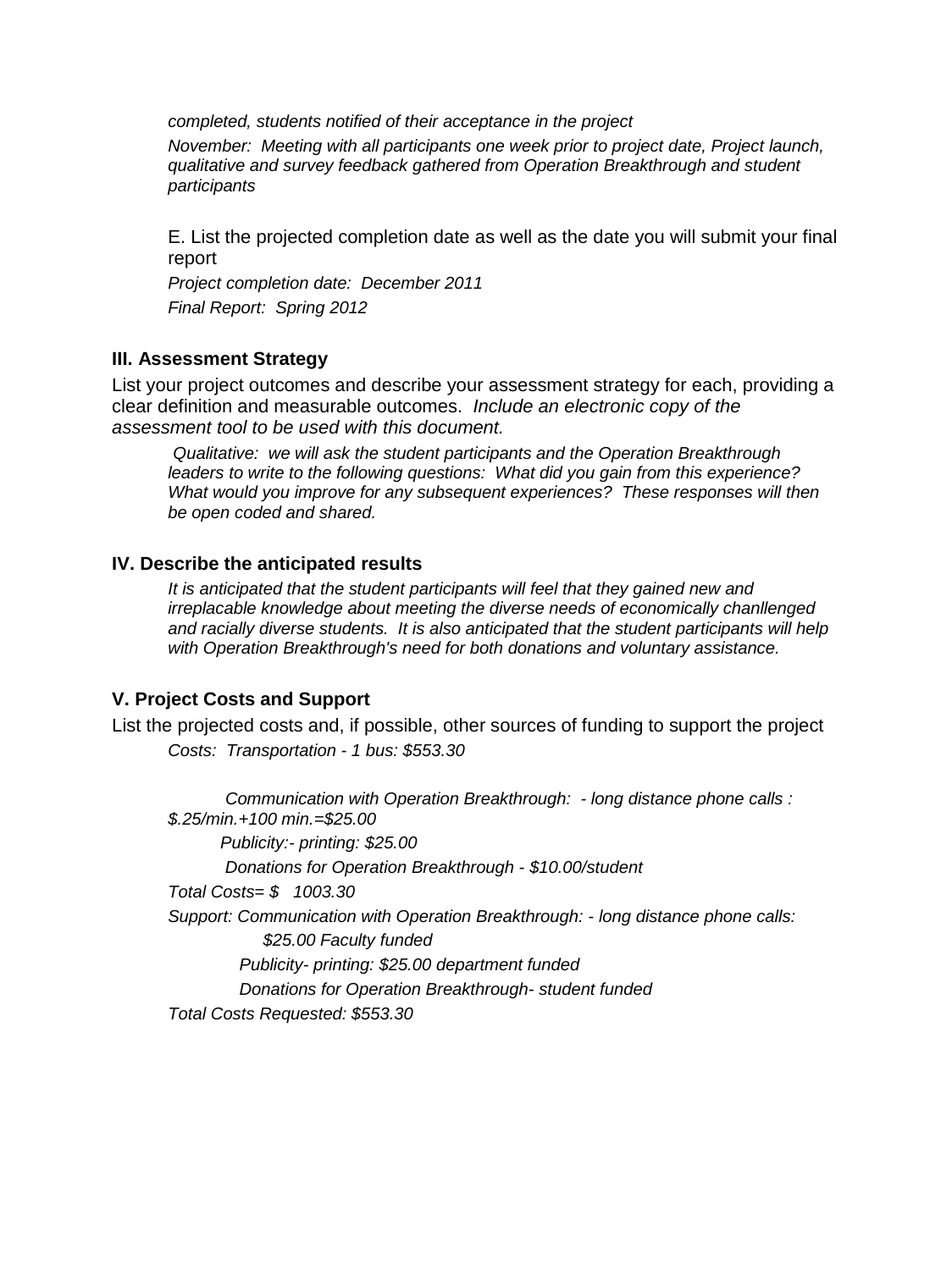*completed, students notified of their acceptance in the project*

*November: Meeting with all participants one week prior to project date, Project launch, qualitative and survey feedback gathered from Operation Breakthrough and student participants*

E. List the projected completion date as well as the date you will submit your final report

*Project completion date: December 2011*

*Final Report: Spring 2012*

### III. Assessment Strategy

List your project outcomes and describe your assessment strategy for each, providing a clear definition and measurable outcomes. *Include an electronic copy of the assessment tool to be used with this document.*

*Qualitative: we will ask the student participants and the Operation Breakthrough leaders to write to the following questions: What did you gain from this experience? What would you improve for any subsequent experiences? These responses will then be open coded and shared.*

### IV. Describe the anticipated results

*It is anticipated that the student participants will feel that they gained new and irreplacable knowledge about meeting the diverse needs of economically chanllenged and racially diverse students. It is also anticipated that the student participants will help with Operation Breakthrough's need for both donations and voluntary assistance.*

### V. Project Costs and Support

List the projected costs and, if possible, other sources of funding to support the project

*Costs: Transportation - 1 bus: $553.30*

*Communication with Operation Breakthrough: - long distance phone calls : $.25/min.+100 min.=$25.00*

*Publicity:- printing: $25.00*

*Donations for Operation Breakthrough - $10.00/student*

*Total Costs= $ 1003.30*

*Support: Communication with Operation Breakthrough: - long distance phone calls: $25.00 Faculty funded*

*Publicity- printing: $25.00 department funded*

*Donations for Operation Breakthrough- student funded*

*Total Costs Requested: $553.30*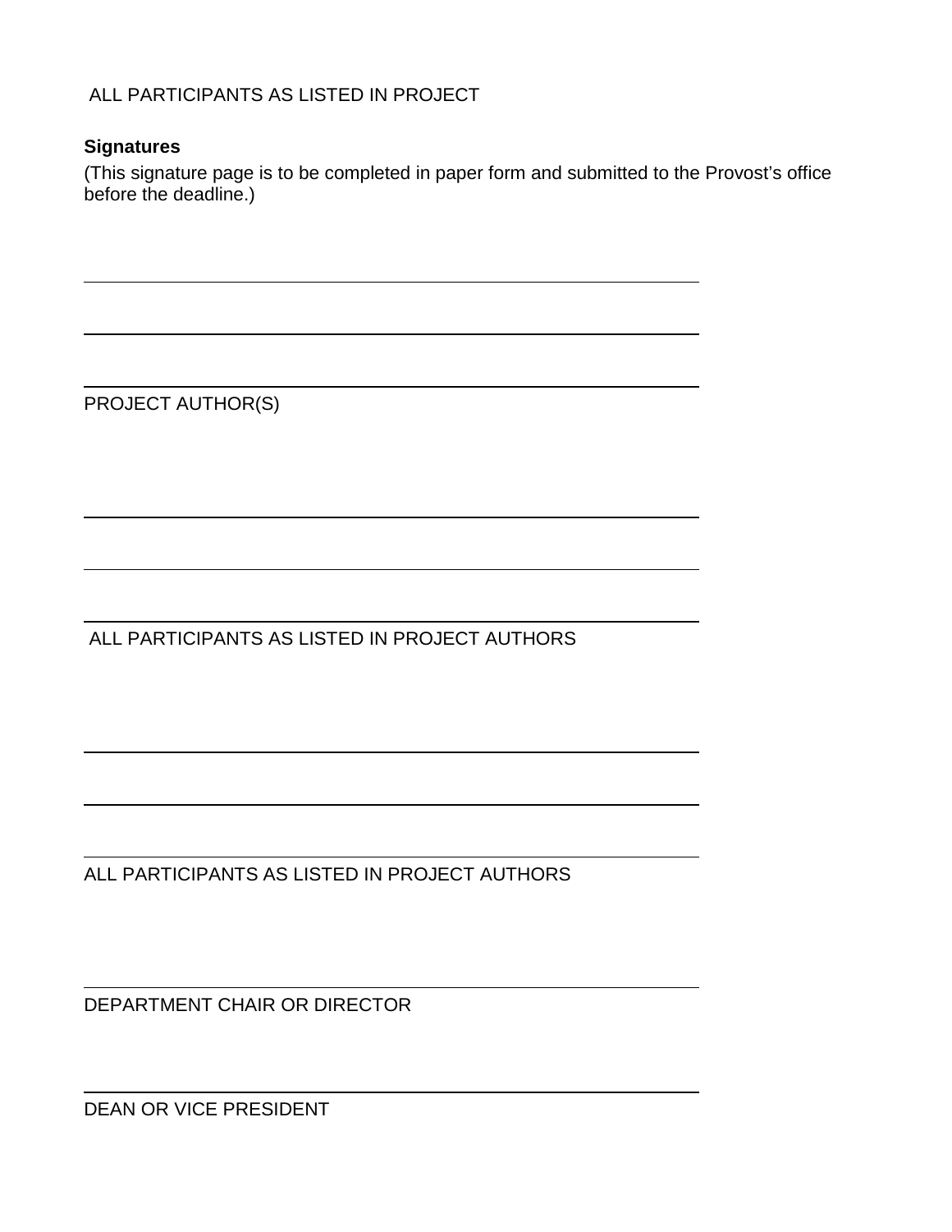ALL PARTICIPANTS AS LISTED IN PROJECT

**Signatures**

(This signature page is to be completed in paper form and submitted to the Provost's office before the deadline.)

\_\_\_\_\_\_\_\_\_\_\_\_\_\_\_\_\_\_\_\_\_\_\_\_\_\_\_\_\_\_\_\_\_\_\_\_\_\_\_\_

\_\_\_\_\_\_\_\_\_\_\_\_\_\_\_\_\_\_\_\_\_\_\_\_\_\_\_\_\_\_\_\_\_\_\_\_\_\_\_\_

\_\_\_\_\_\_\_\_\_\_\_\_\_\_\_\_\_\_\_\_\_\_\_\_\_\_\_\_\_\_\_\_\_\_\_\_\_\_\_\_

PROJECT AUTHOR(S)

\_\_\_\_\_\_\_\_\_\_\_\_\_\_\_\_\_\_\_\_\_\_\_\_\_\_\_\_\_\_\_\_\_\_\_\_\_\_\_\_

\_\_\_\_\_\_\_\_\_\_\_\_\_\_\_\_\_\_\_\_\_\_\_\_\_\_\_\_\_\_\_\_\_\_\_\_\_\_\_\_

\_\_\_\_\_\_\_\_\_\_\_\_\_\_\_\_\_\_\_\_\_\_\_\_\_\_\_\_\_\_\_\_\_\_\_\_\_\_\_\_

ALL PARTICIPANTS AS LISTED IN PROJECT AUTHORS

\_\_\_\_\_\_\_\_\_\_\_\_\_\_\_\_\_\_\_\_\_\_\_\_\_\_\_\_\_\_\_\_\_\_\_\_\_\_\_\_

\_\_\_\_\_\_\_\_\_\_\_\_\_\_\_\_\_\_\_\_\_\_\_\_\_\_\_\_\_\_\_\_\_\_\_\_\_\_\_\_

\_\_\_\_\_\_\_\_\_\_\_\_\_\_\_\_\_\_\_\_\_\_\_\_\_\_\_\_\_\_\_\_\_\_\_\_\_\_\_\_

ALL PARTICIPANTS AS LISTED IN PROJECT AUTHORS

\_\_\_\_\_\_\_\_\_\_\_\_\_\_\_\_\_\_\_\_\_\_\_\_\_\_\_\_\_\_\_\_\_\_\_\_\_\_\_\_

DEPARTMENT CHAIR OR DIRECTOR

\_\_\_\_\_\_\_\_\_\_\_\_\_\_\_\_\_\_\_\_\_\_\_\_\_\_\_\_\_\_\_\_\_\_\_\_\_\_\_\_

DEAN OR VICE PRESIDENT